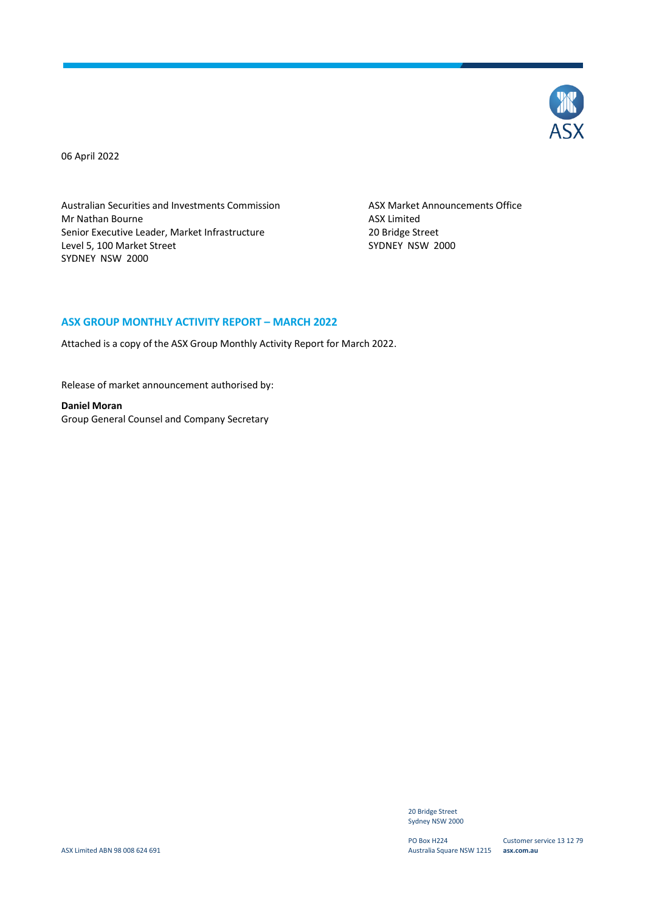06 April 2022

Australian Securities and Investments Commission
Mr Nathan Bourne
Senior Executive Leader, Market Infrastructure
Level 5, 100 Market Street
SYDNEY NSW 2000

ASX Market Announcements Office
ASX Limited
20 Bridge Street
SYDNEY NSW 2000

## ASX GROUP MONTHLY ACTIVITY REPORT – MARCH 2022

Attached is a copy of the ASX Group Monthly Activity Report for March 2022.

Release of market announcement authorised by:

**Daniel Moran**
Group General Counsel and Company Secretary

ASX Limited ABN 98 008 624 691

20 Bridge Street
Sydney NSW 2000

PO Box H224
Australia Square NSW 1215

Customer service 13 12 79
**asx.com.au**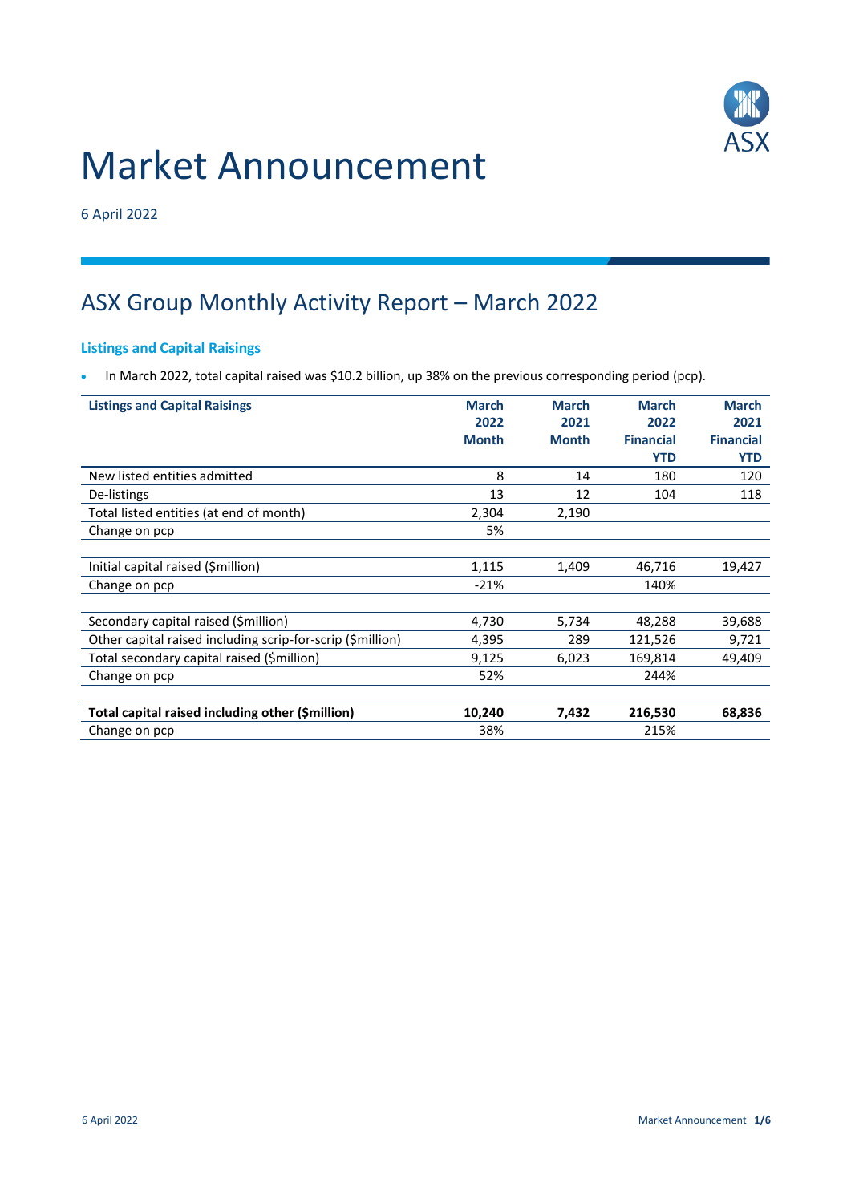# Market Announcement

6 April 2022

## ASX Group Monthly Activity Report – March 2022

### Listings and Capital Raisings

- In March 2022, total capital raised was $10.2 billion, up 38% on the previous corresponding period (pcp).

| Listings and Capital Raisings | March 2022 Month | March 2021 Month | March 2022 Financial YTD | March 2021 Financial YTD |
|---|---|---|---|---|
| New listed entities admitted | 8 | 14 | 180 | 120 |
| De-listings | 13 | 12 | 104 | 118 |
| Total listed entities (at end of month) | 2,304 | 2,190 | | |
| Change on pcp | 5% | | | |
| | | | | |
| Initial capital raised ($million) | 1,115 | 1,409 | 46,716 | 19,427 |
| Change on pcp | -21% | | 140% | |
| | | | | |
| Secondary capital raised ($million) | 4,730 | 5,734 | 48,288 | 39,688 |
| Other capital raised including scrip-for-scrip ($million) | 4,395 | 289 | 121,526 | 9,721 |
| Total secondary capital raised ($million) | 9,125 | 6,023 | 169,814 | 49,409 |
| Change on pcp | 52% | | 244% | |
| | | | | |
| **Total capital raised including other ($million)** | **10,240** | **7,432** | **216,530** | **68,836** |
| Change on pcp | 38% | | 215% | |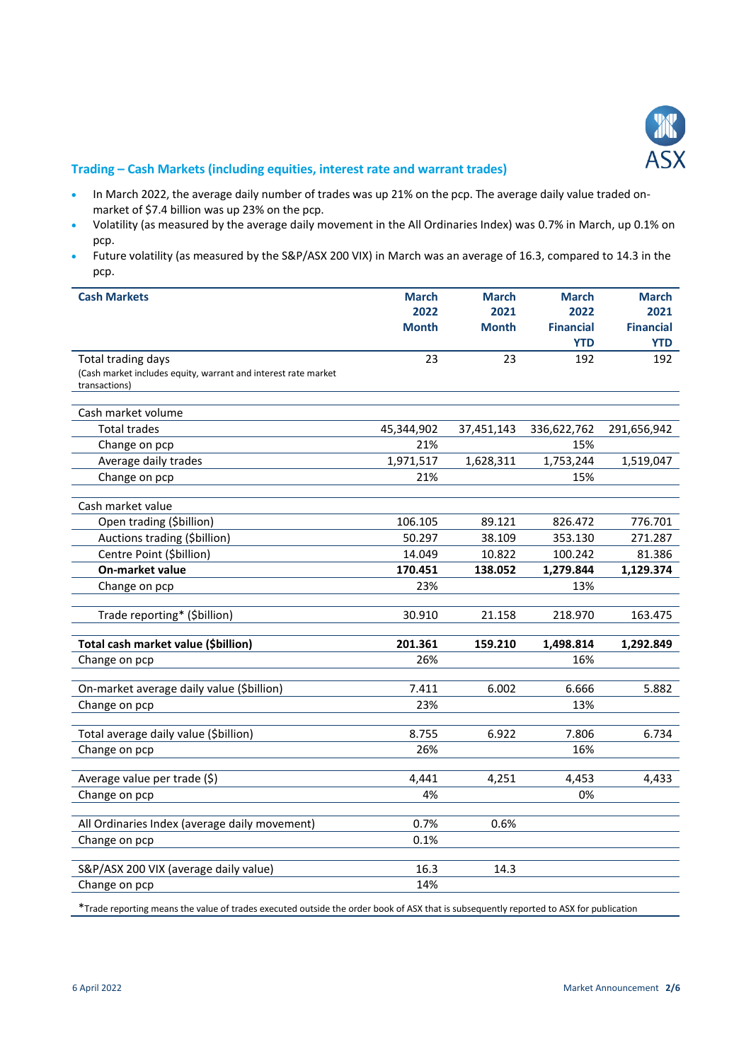## Trading – Cash Markets (including equities, interest rate and warrant trades)

- In March 2022, the average daily number of trades was up 21% on the pcp. The average daily value traded on-market of $7.4 billion was up 23% on the pcp.
- Volatility (as measured by the average daily movement in the All Ordinaries Index) was 0.7% in March, up 0.1% on pcp.
- Future volatility (as measured by the S&P/ASX 200 VIX) in March was an average of 16.3, compared to 14.3 in the pcp.

| Cash Markets | March 2022 Month | March 2021 Month | March 2022 Financial YTD | March 2021 Financial YTD |
|---|---|---|---|---|
| Total trading days<br>(Cash market includes equity, warrant and interest rate market transactions) | 23 | 23 | 192 | 192 |
| | | | | |
| Cash market volume | | | | |
| Total trades | 45,344,902 | 37,451,143 | 336,622,762 | 291,656,942 |
| Change on pcp | 21% | | 15% | |
| Average daily trades | 1,971,517 | 1,628,311 | 1,753,244 | 1,519,047 |
| Change on pcp | 21% | | 15% | |
| | | | | |
| Cash market value | | | | |
| Open trading ($billion) | 106.105 | 89.121 | 826.472 | 776.701 |
| Auctions trading ($billion) | 50.297 | 38.109 | 353.130 | 271.287 |
| Centre Point ($billion) | 14.049 | 10.822 | 100.242 | 81.386 |
| **On-market value** | **170.451** | **138.052** | **1,279.844** | **1,129.374** |
| Change on pcp | 23% | | 13% | |
| | | | | |
| Trade reporting* ($billion) | 30.910 | 21.158 | 218.970 | 163.475 |
| | | | | |
| **Total cash market value ($billion)** | **201.361** | **159.210** | **1,498.814** | **1,292.849** |
| Change on pcp | 26% | | 16% | |
| | | | | |
| On-market average daily value ($billion) | 7.411 | 6.002 | 6.666 | 5.882 |
| Change on pcp | 23% | | 13% | |
| | | | | |
| Total average daily value ($billion) | 8.755 | 6.922 | 7.806 | 6.734 |
| Change on pcp | 26% | | 16% | |
| | | | | |
| Average value per trade ($) | 4,441 | 4,251 | 4,453 | 4,433 |
| Change on pcp | 4% | | 0% | |
| | | | | |
| All Ordinaries Index (average daily movement) | 0.7% | 0.6% | | |
| Change on pcp | 0.1% | | | |
| | | | | |
| S&P/ASX 200 VIX (average daily value) | 16.3 | 14.3 | | |
| Change on pcp | 14% | | | |

*Trade reporting means the value of trades executed outside the order book of ASX that is subsequently reported to ASX for publication

6 April 2022

Market Announcement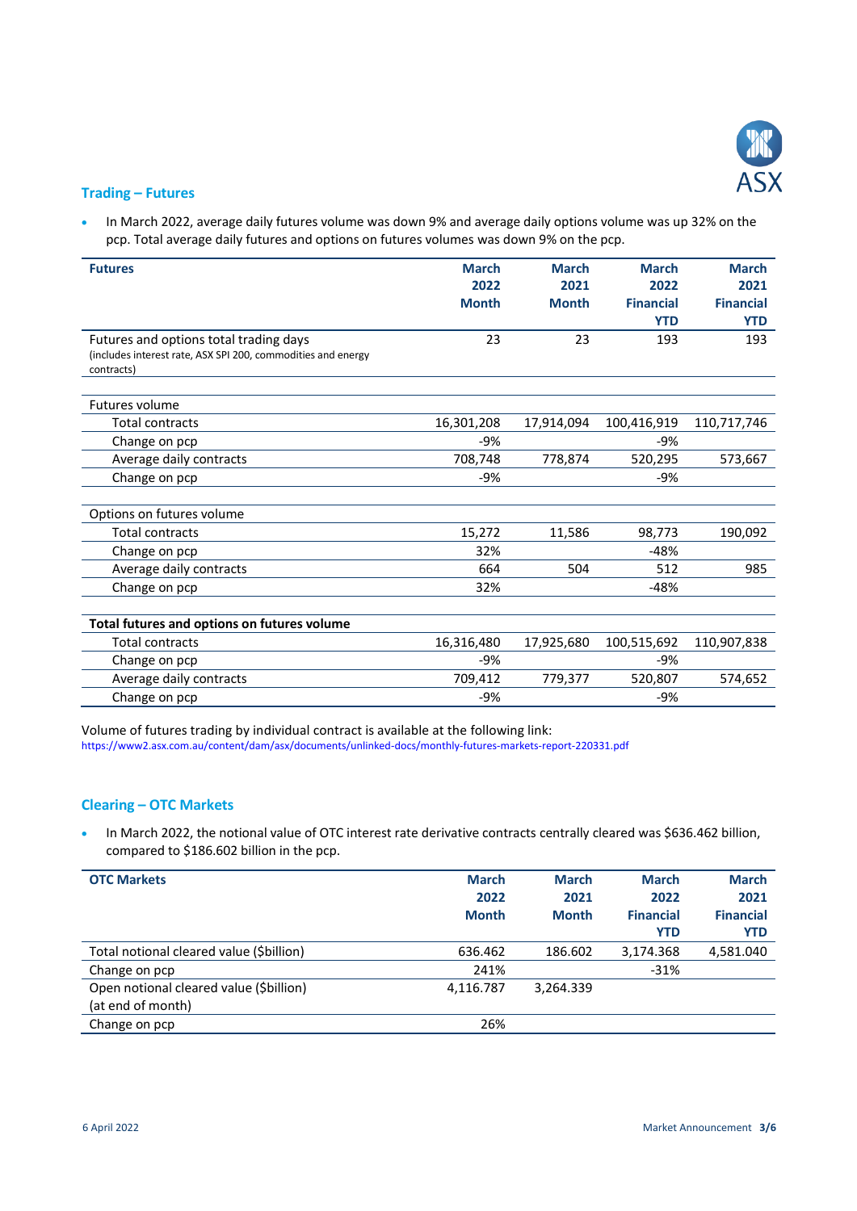## Trading – Futures

- In March 2022, average daily futures volume was down 9% and average daily options volume was up 32% on the pcp. Total average daily futures and options on futures volumes was down 9% on the pcp.

| Futures | March 2022 Month | March 2021 Month | March 2022 Financial YTD | March 2021 Financial YTD |
|---|---|---|---|---|
| Futures and options total trading days (includes interest rate, ASX SPI 200, commodities and energy contracts) | 23 | 23 | 193 | 193 |
| | | | | |
| Futures volume | | | | |
| Total contracts | 16,301,208 | 17,914,094 | 100,416,919 | 110,717,746 |
| Change on pcp | -9% | | -9% | |
| Average daily contracts | 708,748 | 778,874 | 520,295 | 573,667 |
| Change on pcp | -9% | | -9% | |
| | | | | |
| Options on futures volume | | | | |
| Total contracts | 15,272 | 11,586 | 98,773 | 190,092 |
| Change on pcp | 32% | | -48% | |
| Average daily contracts | 664 | 504 | 512 | 985 |
| Change on pcp | 32% | | -48% | |
| | | | | |
| **Total futures and options on futures volume** | | | | |
| Total contracts | 16,316,480 | 17,925,680 | 100,515,692 | 110,907,838 |
| Change on pcp | -9% | | -9% | |
| Average daily contracts | 709,412 | 779,377 | 520,807 | 574,652 |
| Change on pcp | -9% | | -9% | |

Volume of futures trading by individual contract is available at the following link:
https://www2.asx.com.au/content/dam/asx/documents/unlinked-docs/monthly-futures-markets-report-220331.pdf

## Clearing – OTC Markets

- In March 2022, the notional value of OTC interest rate derivative contracts centrally cleared was $636.462 billion, compared to $186.602 billion in the pcp.

| OTC Markets | March 2022 Month | March 2021 Month | March 2022 Financial YTD | March 2021 Financial YTD |
|---|---|---|---|---|
| Total notional cleared value ($billion) | 636.462 | 186.602 | 3,174.368 | 4,581.040 |
| Change on pcp | 241% | | -31% | |
| Open notional cleared value ($billion) (at end of month) | 4,116.787 | 3,264.339 | | |
| Change on pcp | 26% | | | |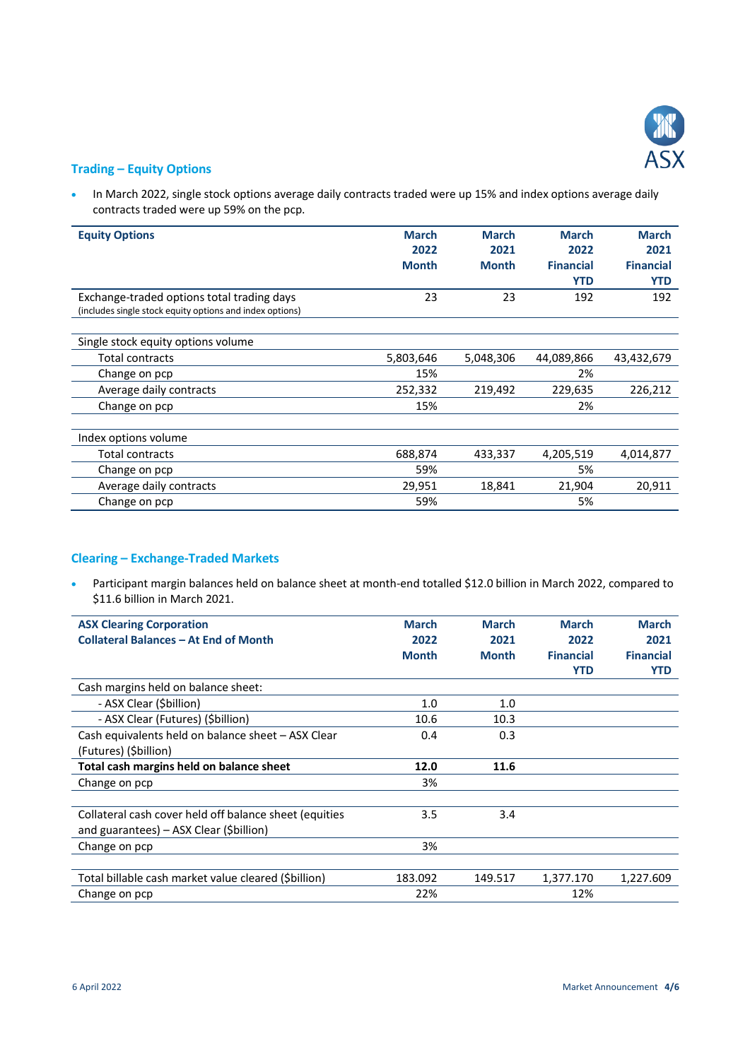## Trading – Equity Options

- In March 2022, single stock options average daily contracts traded were up 15% and index options average daily contracts traded were up 59% on the pcp.

| Equity Options | March 2022 Month | March 2021 Month | March 2022 Financial YTD | March 2021 Financial YTD |
|---|---|---|---|---|
| Exchange-traded options total trading days (includes single stock equity options and index options) | 23 | 23 | 192 | 192 |
| | | | | |
| Single stock equity options volume | | | | |
| Total contracts | 5,803,646 | 5,048,306 | 44,089,866 | 43,432,679 |
| Change on pcp | 15% | | 2% | |
| Average daily contracts | 252,332 | 219,492 | 229,635 | 226,212 |
| Change on pcp | 15% | | 2% | |
| | | | | |
| Index options volume | | | | |
| Total contracts | 688,874 | 433,337 | 4,205,519 | 4,014,877 |
| Change on pcp | 59% | | 5% | |
| Average daily contracts | 29,951 | 18,841 | 21,904 | 20,911 |
| Change on pcp | 59% | | 5% | |

## Clearing – Exchange-Traded Markets

- Participant margin balances held on balance sheet at month-end totalled $12.0 billion in March 2022, compared to $11.6 billion in March 2021.

| ASX Clearing Corporation Collateral Balances – At End of Month | March 2022 Month | March 2021 Month | March 2022 Financial YTD | March 2021 Financial YTD |
|---|---|---|---|---|
| Cash margins held on balance sheet: | | | | |
| - ASX Clear ($billion) | 1.0 | 1.0 | | |
| - ASX Clear (Futures) ($billion) | 10.6 | 10.3 | | |
| Cash equivalents held on balance sheet – ASX Clear (Futures) ($billion) | 0.4 | 0.3 | | |
| **Total cash margins held on balance sheet** | **12.0** | **11.6** | | |
| Change on pcp | 3% | | | |
| | | | | |
| Collateral cash cover held off balance sheet (equities and guarantees) – ASX Clear ($billion) | 3.5 | 3.4 | | |
| Change on pcp | 3% | | | |
| | | | | |
| Total billable cash market value cleared ($billion) | 183.092 | 149.517 | 1,377.170 | 1,227.609 |
| Change on pcp | 22% | | 12% | |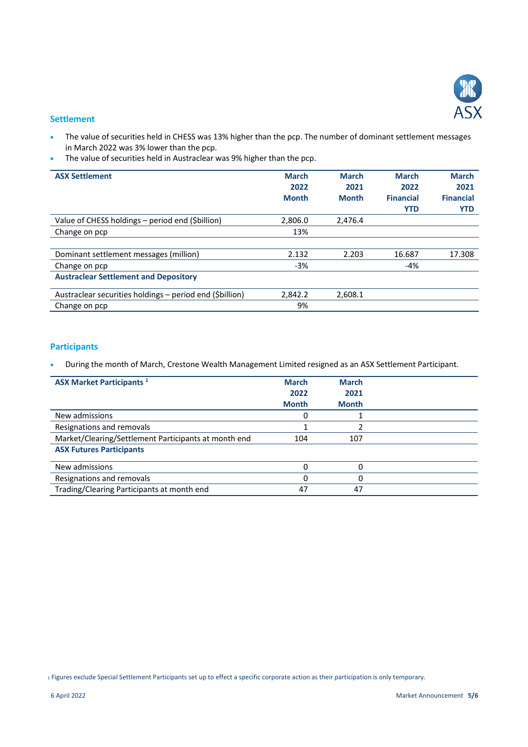## Settlement

- The value of securities held in CHESS was 13% higher than the pcp. The number of dominant settlement messages in March 2022 was 3% lower than the pcp.
- The value of securities held in Austraclear was 9% higher than the pcp.

| ASX Settlement | March 2022 Month | March 2021 Month | March 2022 Financial YTD | March 2021 Financial YTD |
|---|---|---|---|---|
| Value of CHESS holdings – period end ($billion) | 2,806.0 | 2,476.4 | | |
| Change on pcp | 13% | | | |
| | | | | |
| Dominant settlement messages (million) | 2.132 | 2.203 | 16.687 | 17.308 |
| Change on pcp | -3% | | -4% | |
| **Austraclear Settlement and Depository** | | | | |
| Austraclear securities holdings – period end ($billion) | 2,842.2 | 2,608.1 | | |
| Change on pcp | 9% | | | |

## Participants

- During the month of March, Crestone Wealth Management Limited resigned as an ASX Settlement Participant.

| ASX Market Participants [1] | March 2022 Month | March 2021 Month |
|---|---|---|
| New admissions | 0 | 1 |
| Resignations and removals | 1 | 2 |
| Market/Clearing/Settlement Participants at month end | 104 | 107 |
| **ASX Futures Participants** | | |
| New admissions | 0 | 0 |
| Resignations and removals | 0 | 0 |
| Trading/Clearing Participants at month end | 47 | 47 |

[1] Figures exclude Special Settlement Participants set up to effect a specific corporate action as their participation is only temporary.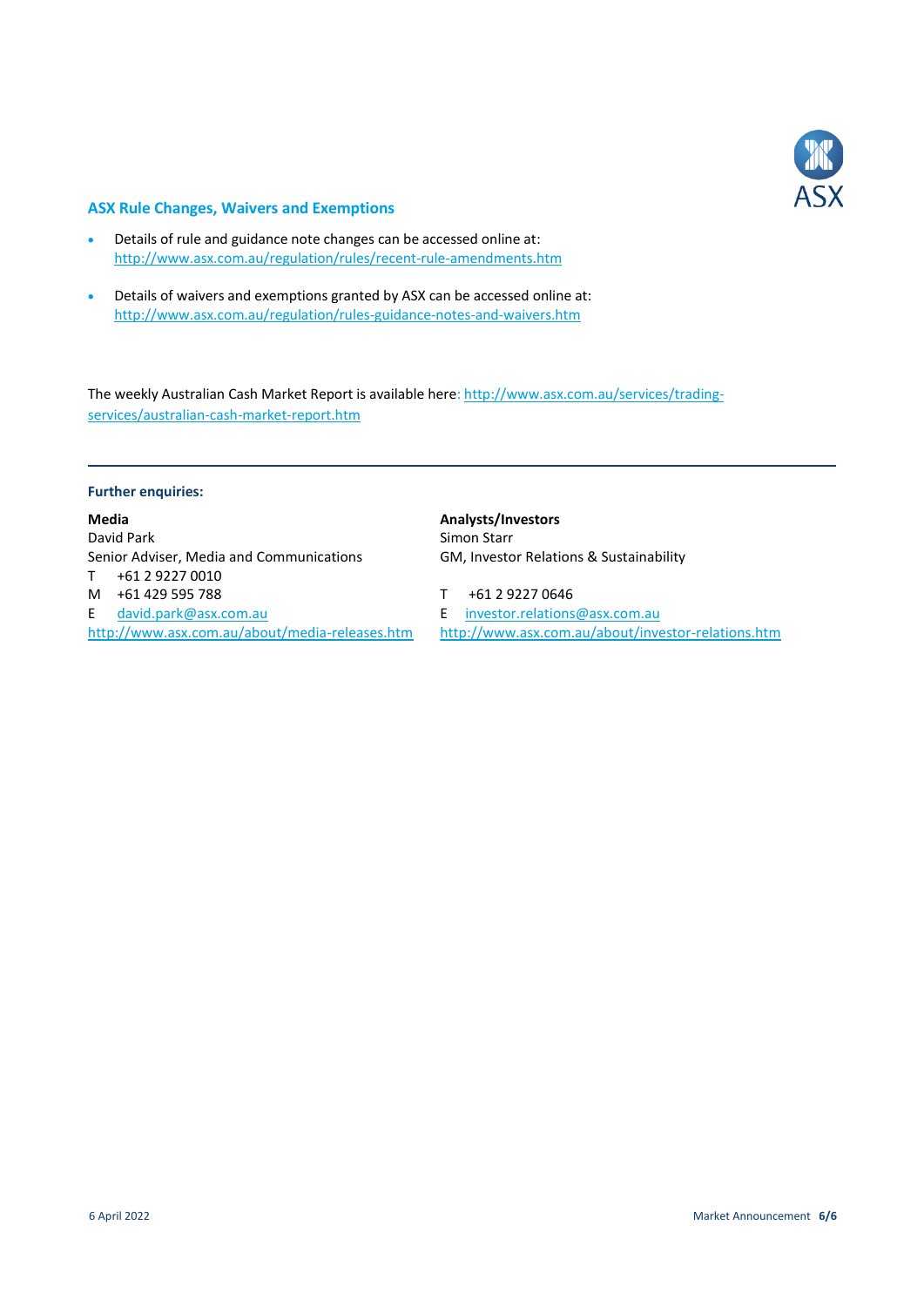## ASX Rule Changes, Waivers and Exemptions

- Details of rule and guidance note changes can be accessed online at: http://www.asx.com.au/regulation/rules/recent-rule-amendments.htm
- Details of waivers and exemptions granted by ASX can be accessed online at: http://www.asx.com.au/regulation/rules-guidance-notes-and-waivers.htm

The weekly Australian Cash Market Report is available here: http://www.asx.com.au/services/trading-services/australian-cash-market-report.htm

---

### Further enquiries:

**Media**
David Park
Senior Adviser, Media and Communications
T +61 2 9227 0010
M +61 429 595 788
E david.park@asx.com.au
http://www.asx.com.au/about/media-releases.htm

**Analysts/Investors**
Simon Starr
GM, Investor Relations & Sustainability

T +61 2 9227 0646
E investor.relations@asx.com.au
http://www.asx.com.au/about/investor-relations.htm